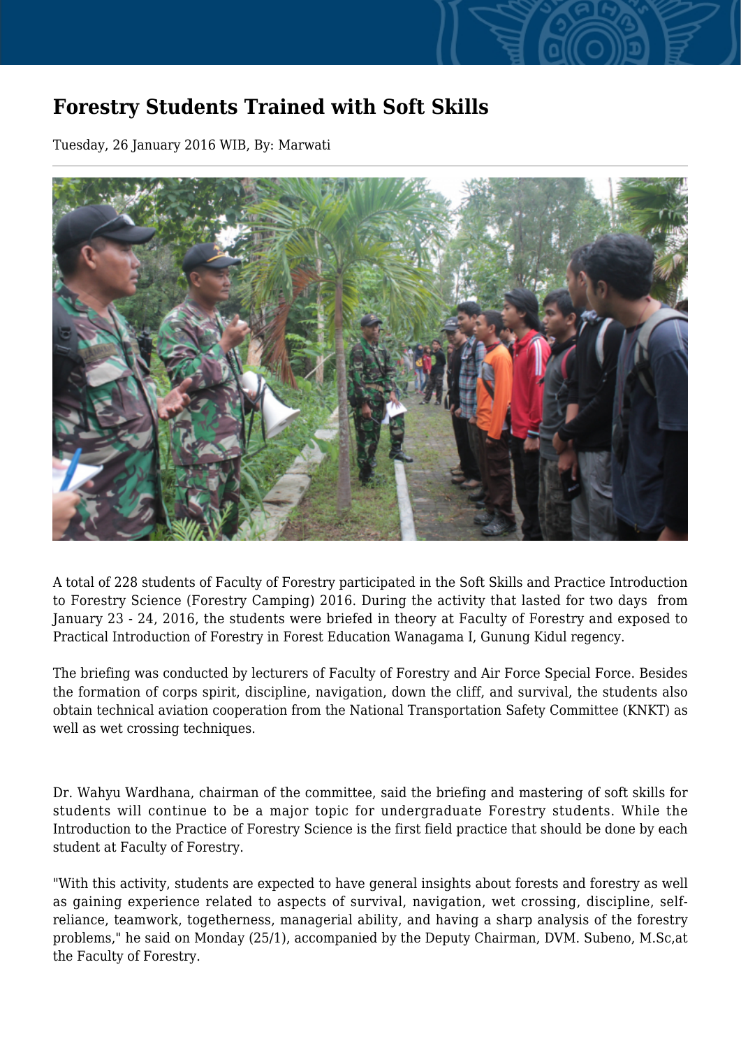# Forestry Students Trained with Soft Skills

Tuesday, 26 January 2016 WIB, By: Marwati

A total of 228 students of Faculty of Forestry participated in the Soft Skills and Practice Introduction to Forestry Science (Forestry Camping) 2016. During the activity that lasted for two days from January 23 - 24, 2016, the students were briefed in theory at Faculty of Forestry and exposed to Practical Introduction of Forestry in Forest Education Wanagama I, Gunung Kidul regency.

The briefing was conducted by lecturers of Faculty of Forestry and Air Force Special Force. Besides the formation of corps spirit, discipline, navigation, down the cliff, and survival, the students also obtain technical aviation cooperation from the National Transportation Safety Committee (KNKT) as well as wet crossing techniques.

Dr. Wahyu Wardhana, chairman of the committee, said the briefing and mastering of soft skills for students will continue to be a major topic for undergraduate Forestry students. While the Introduction to the Practice of Forestry Science is the first field practice that should be done by each student at Faculty of Forestry.

"With this activity, students are expected to have general insights about forests and forestry as well as gaining experience related to aspects of survival, navigation, wet crossing, discipline, self-reliance, teamwork, togetherness, managerial ability, and having a sharp analysis of the forestry problems," he said on Monday (25/1), accompanied by the Deputy Chairman, DVM. Subeno, M.Sc,at the Faculty of Forestry.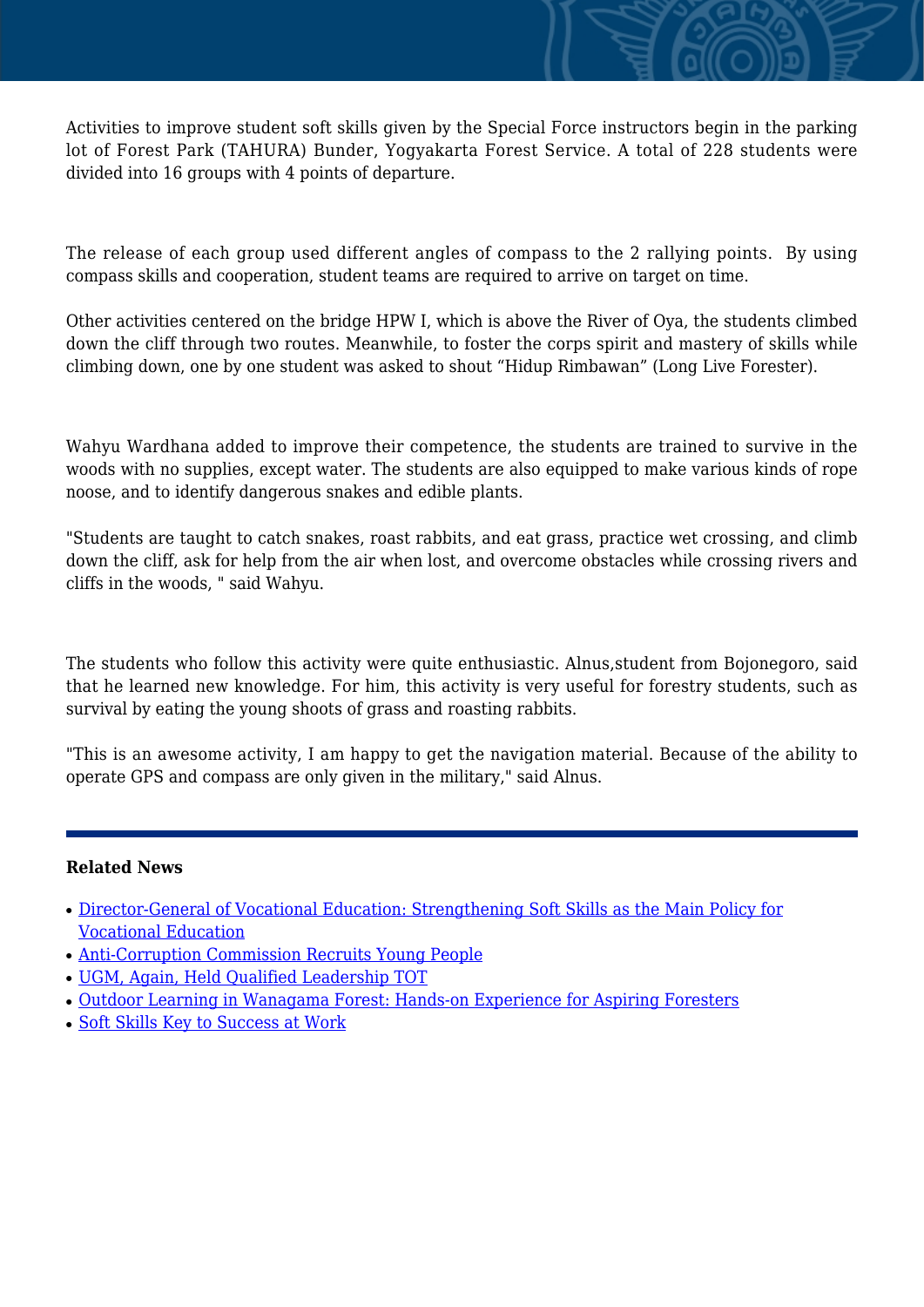Activities to improve student soft skills given by the Special Force instructors begin in the parking lot of Forest Park (TAHURA) Bunder, Yogyakarta Forest Service. A total of 228 students were divided into 16 groups with 4 points of departure.

The release of each group used different angles of compass to the 2 rallying points. By using compass skills and cooperation, student teams are required to arrive on target on time.

Other activities centered on the bridge HPW I, which is above the River of Oya, the students climbed down the cliff through two routes. Meanwhile, to foster the corps spirit and mastery of skills while climbing down, one by one student was asked to shout "Hidup Rimbawan" (Long Live Forester).

Wahyu Wardhana added to improve their competence, the students are trained to survive in the woods with no supplies, except water. The students are also equipped to make various kinds of rope noose, and to identify dangerous snakes and edible plants.

"Students are taught to catch snakes, roast rabbits, and eat grass, practice wet crossing, and climb down the cliff, ask for help from the air when lost, and overcome obstacles while crossing rivers and cliffs in the woods, " said Wahyu.

The students who follow this activity were quite enthusiastic. Alnus,student from Bojonegoro, said that he learned new knowledge. For him, this activity is very useful for forestry students, such as survival by eating the young shoots of grass and roasting rabbits.

"This is an awesome activity, I am happy to get the navigation material. Because of the ability to operate GPS and compass are only given in the military," said Alnus.

---

**Related News**

- Director-General of Vocational Education: Strengthening Soft Skills as the Main Policy for Vocational Education
- Anti-Corruption Commission Recruits Young People
- UGM, Again, Held Qualified Leadership TOT
- Outdoor Learning in Wanagama Forest: Hands-on Experience for Aspiring Foresters
- Soft Skills Key to Success at Work